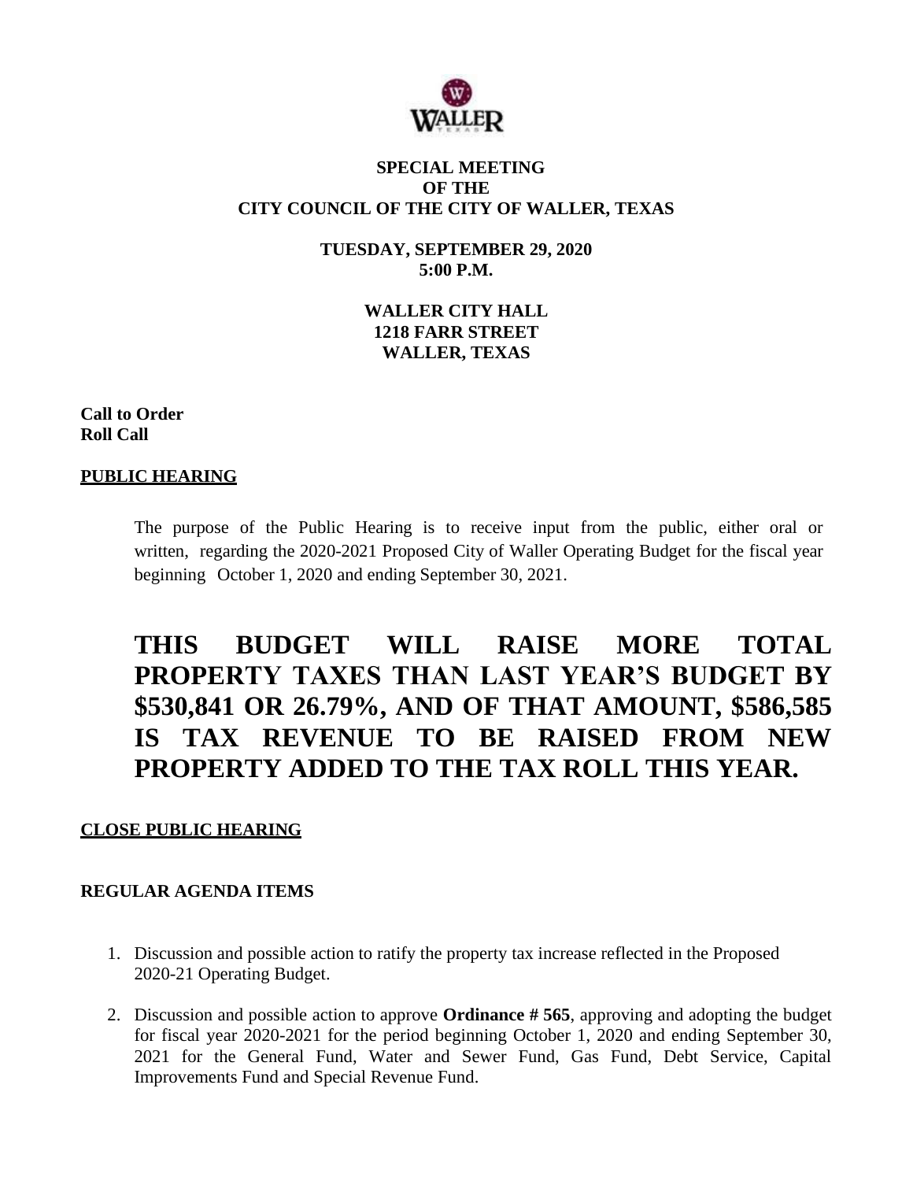**SPECIAL MEETING**
**OF THE**
**CITY COUNCIL OF THE CITY OF WALLER, TEXAS**

**TUESDAY, SEPTEMBER 29, 2020**
**5:00 P.M.**

**WALLER CITY HALL**
**1218 FARR STREET**
**WALLER, TEXAS**

**Call to Order**
**Roll Call**

**PUBLIC HEARING**

The purpose of the Public Hearing is to receive input from the public, either oral or written, regarding the 2020-2021 Proposed City of Waller Operating Budget for the fiscal year beginning October 1, 2020 and ending September 30, 2021.

## THIS BUDGET WILL RAISE MORE TOTAL PROPERTY TAXES THAN LAST YEAR'S BUDGET BY $530,841 OR 26.79%, AND OF THAT AMOUNT, $586,585 IS TAX REVENUE TO BE RAISED FROM NEW PROPERTY ADDED TO THE TAX ROLL THIS YEAR.

**CLOSE PUBLIC HEARING**

**REGULAR AGENDA ITEMS**

1. Discussion and possible action to ratify the property tax increase reflected in the Proposed 2020-21 Operating Budget.
2. Discussion and possible action to approve **Ordinance # 565**, approving and adopting the budget for fiscal year 2020-2021 for the period beginning October 1, 2020 and ending September 30, 2021 for the General Fund, Water and Sewer Fund, Gas Fund, Debt Service, Capital Improvements Fund and Special Revenue Fund.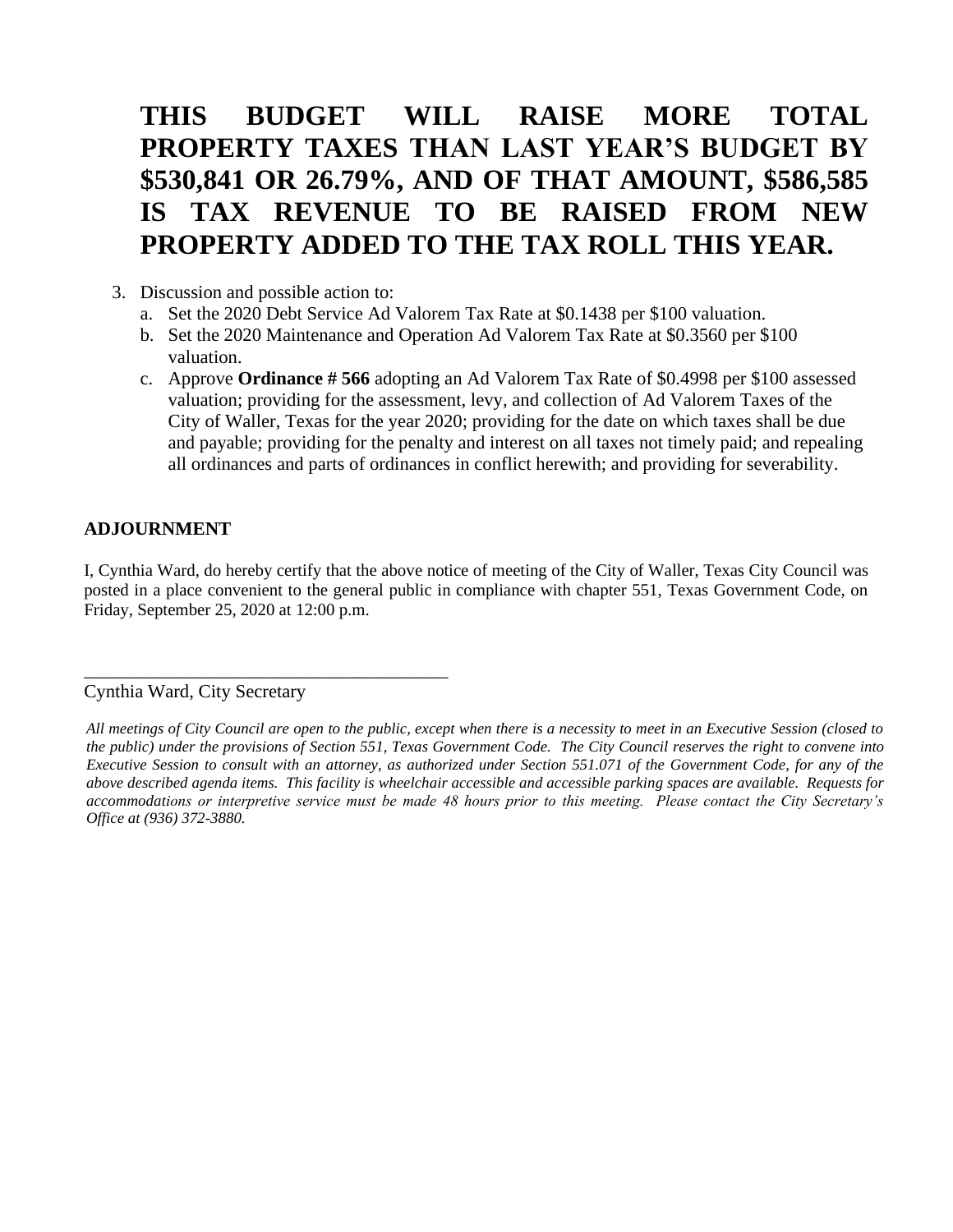**THIS BUDGET WILL RAISE MORE TOTAL PROPERTY TAXES THAN LAST YEAR'S BUDGET BY $530,841 OR 26.79%, AND OF THAT AMOUNT, $586,585 IS TAX REVENUE TO BE RAISED FROM NEW PROPERTY ADDED TO THE TAX ROLL THIS YEAR.**

3. Discussion and possible action to:
   a. Set the 2020 Debt Service Ad Valorem Tax Rate at $0.1438 per $100 valuation.
   b. Set the 2020 Maintenance and Operation Ad Valorem Tax Rate at $0.3560 per $100 valuation.
   c. Approve **Ordinance # 566** adopting an Ad Valorem Tax Rate of $0.4998 per $100 assessed valuation; providing for the assessment, levy, and collection of Ad Valorem Taxes of the City of Waller, Texas for the year 2020; providing for the date on which taxes shall be due and payable; providing for the penalty and interest on all taxes not timely paid; and repealing all ordinances and parts of ordinances in conflict herewith; and providing for severability.

**ADJOURNMENT**

I, Cynthia Ward, do hereby certify that the above notice of meeting of the City of Waller, Texas City Council was posted in a place convenient to the general public in compliance with chapter 551, Texas Government Code, on Friday, September 25, 2020 at 12:00 p.m.

\_\_\_\_\_\_\_\_\_\_\_\_\_\_\_\_\_\_\_\_\_\_\_\_\_\_\_\_\_\_\_\_\_\_\_\_\_\_\_\_

Cynthia Ward, City Secretary

*All meetings of City Council are open to the public, except when there is a necessity to meet in an Executive Session (closed to the public) under the provisions of Section 551, Texas Government Code. The City Council reserves the right to convene into Executive Session to consult with an attorney, as authorized under Section 551.071 of the Government Code, for any of the above described agenda items. This facility is wheelchair accessible and accessible parking spaces are available. Requests for accommodations or interpretive service must be made 48 hours prior to this meeting. Please contact the City Secretary's Office at (936) 372-3880.*